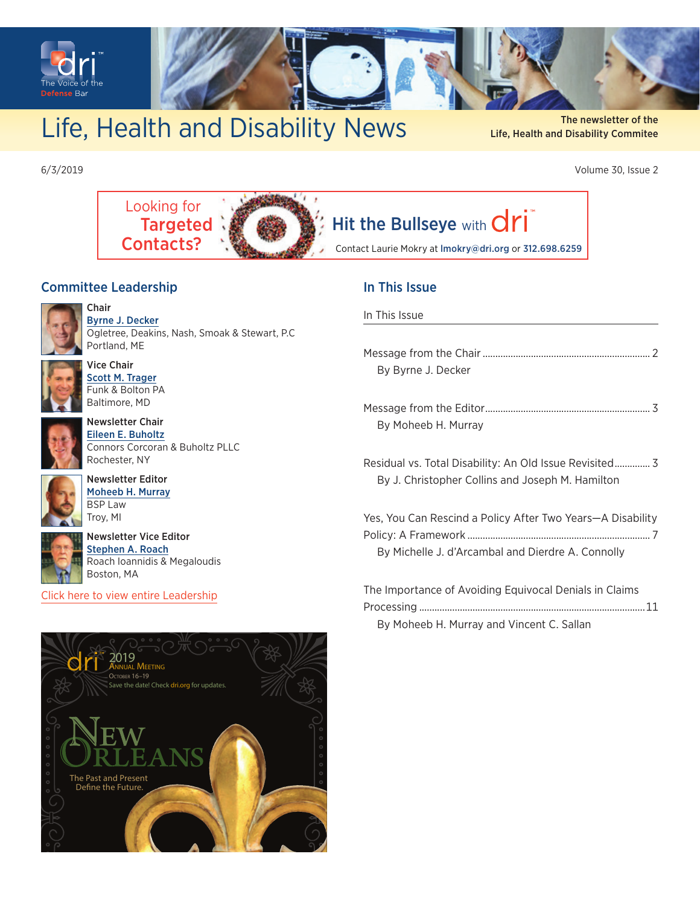# Life, Health and Disability News

The newsletter of the Life, Health and Disability Commitee

6/3/2019

Volume 30, Issue 2

Looking for **Targeted Contacts?** Hit the Bullseye with dri

Contact Laurie Mokry at lmokry@dri.org or 312.698.6259

## Committee Leadership

**Chair**
[Byrne J. Decker]
Ogletree, Deakins, Nash, Smoak & Stewart, P.C
Portland, ME

**Vice Chair**
[Scott M. Trager]
Funk & Bolton PA
Baltimore, MD

**Newsletter Chair**
[Eileen E. Buholtz]
Connors Corcoran & Buholtz PLLC
Rochester, NY

**Newsletter Editor**
[Moheeb H. Murray]
BSP Law
Troy, MI

**Newsletter Vice Editor**
[Stephen A. Roach]
Roach Ioannidis & Megaloudis
Boston, MA

Click here to view entire Leadership

dri 2019 Annual Meeting
October 16–19
Save the date! Check dri.org for updates.

New Orleans
The Past and Present Define the Future.

## In This Issue

In This Issue

Message from the Chair .......... 2
By Byrne J. Decker

Message from the Editor .......... 3
By Moheeb H. Murray

Residual vs. Total Disability: An Old Issue Revisited .......... 3
By J. Christopher Collins and Joseph M. Hamilton

Yes, You Can Rescind a Policy After Two Years—A Disability Policy: A Framework .......... 7
By Michelle J. d'Arcambal and Dierdre A. Connolly

The Importance of Avoiding Equivocal Denials in Claims Processing .......... 11
By Moheeb H. Murray and Vincent C. Sallan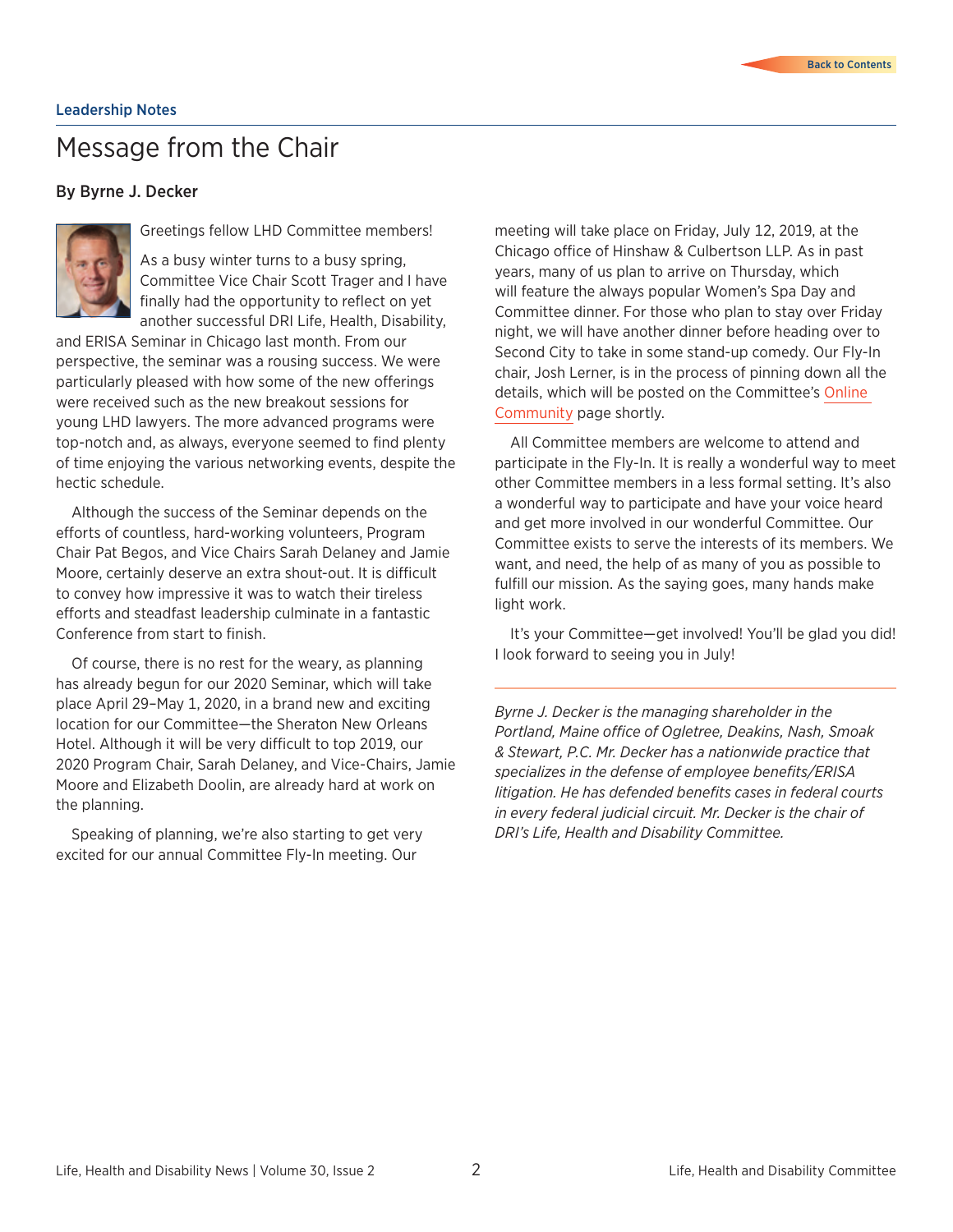Leadership Notes

# Message from the Chair

### By Byrne J. Decker

Greetings fellow LHD Committee members!

As a busy winter turns to a busy spring, Committee Vice Chair Scott Trager and I have finally had the opportunity to reflect on yet another successful DRI Life, Health, Disability, and ERISA Seminar in Chicago last month. From our perspective, the seminar was a rousing success. We were particularly pleased with how some of the new offerings were received such as the new breakout sessions for young LHD lawyers. The more advanced programs were top-notch and, as always, everyone seemed to find plenty of time enjoying the various networking events, despite the hectic schedule.

Although the success of the Seminar depends on the efforts of countless, hard-working volunteers, Program Chair Pat Begos, and Vice Chairs Sarah Delaney and Jamie Moore, certainly deserve an extra shout-out. It is difficult to convey how impressive it was to watch their tireless efforts and steadfast leadership culminate in a fantastic Conference from start to finish.

Of course, there is no rest for the weary, as planning has already begun for our 2020 Seminar, which will take place April 29–May 1, 2020, in a brand new and exciting location for our Committee—the Sheraton New Orleans Hotel. Although it will be very difficult to top 2019, our 2020 Program Chair, Sarah Delaney, and Vice-Chairs, Jamie Moore and Elizabeth Doolin, are already hard at work on the planning.

Speaking of planning, we're also starting to get very excited for our annual Committee Fly-In meeting. Our meeting will take place on Friday, July 12, 2019, at the Chicago office of Hinshaw & Culbertson LLP. As in past years, many of us plan to arrive on Thursday, which will feature the always popular Women's Spa Day and Committee dinner. For those who plan to stay over Friday night, we will have another dinner before heading over to Second City to take in some stand-up comedy. Our Fly-In chair, Josh Lerner, is in the process of pinning down all the details, which will be posted on the Committee's Online Community page shortly.

All Committee members are welcome to attend and participate in the Fly-In. It is really a wonderful way to meet other Committee members in a less formal setting. It's also a wonderful way to participate and have your voice heard and get more involved in our wonderful Committee. Our Committee exists to serve the interests of its members. We want, and need, the help of as many of you as possible to fulfill our mission. As the saying goes, many hands make light work.

It's your Committee—get involved! You'll be glad you did! I look forward to seeing you in July!

---

*Byrne J. Decker is the managing shareholder in the Portland, Maine office of Ogletree, Deakins, Nash, Smoak & Stewart, P.C. Mr. Decker has a nationwide practice that specializes in the defense of employee benefits/ERISA litigation. He has defended benefits cases in federal courts in every federal judicial circuit. Mr. Decker is the chair of DRI's Life, Health and Disability Committee.*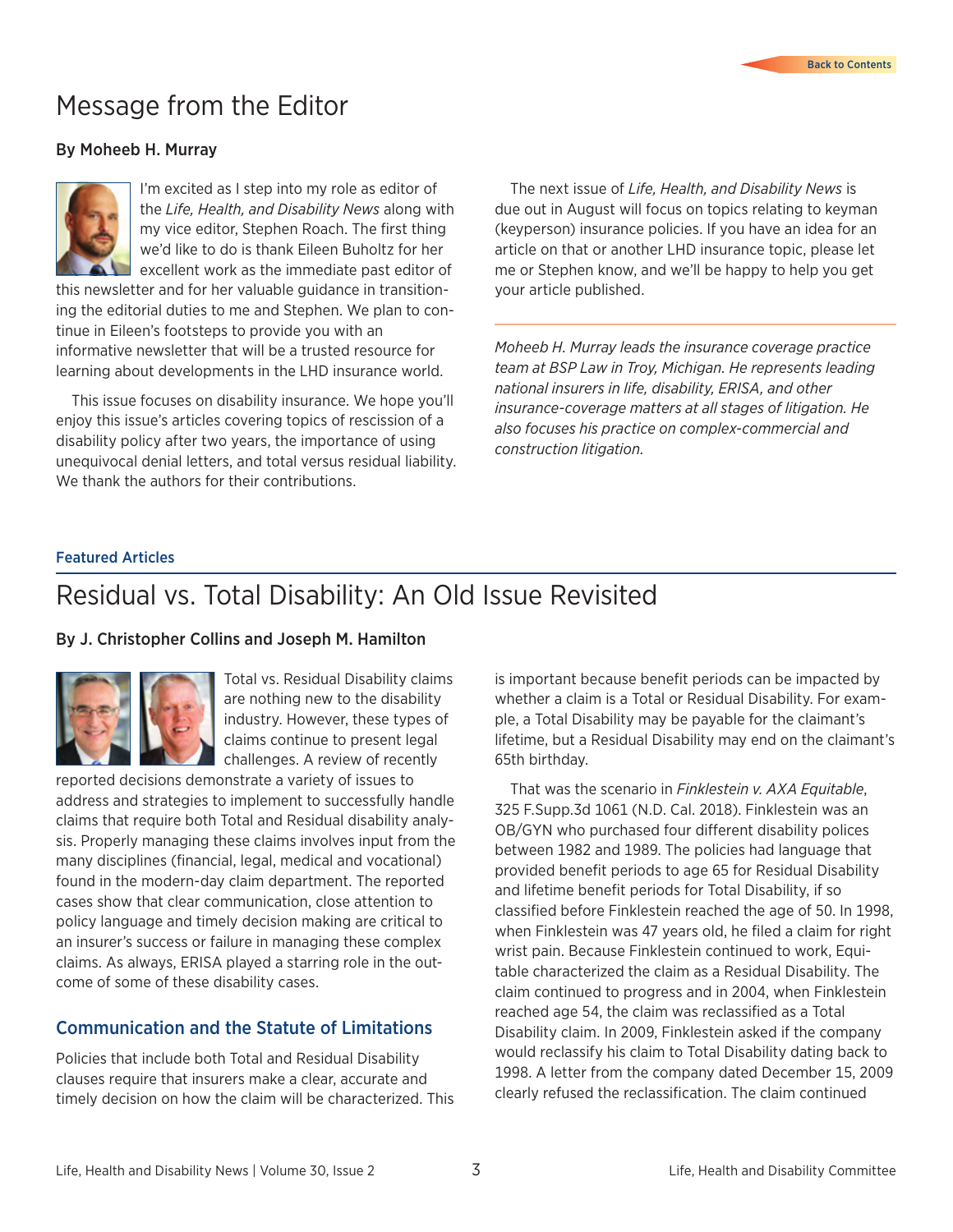# Message from the Editor

### By Moheeb H. Murray

I'm excited as I step into my role as editor of the *Life, Health, and Disability News* along with my vice editor, Stephen Roach. The first thing we'd like to do is thank Eileen Buholtz for her excellent work as the immediate past editor of this newsletter and for her valuable guidance in transitioning the editorial duties to me and Stephen. We plan to continue in Eileen's footsteps to provide you with an informative newsletter that will be a trusted resource for learning about developments in the LHD insurance world.

This issue focuses on disability insurance. We hope you'll enjoy this issue's articles covering topics of rescission of a disability policy after two years, the importance of using unequivocal denial letters, and total versus residual liability. We thank the authors for their contributions.

The next issue of *Life, Health, and Disability News* is due out in August will focus on topics relating to keyman (keyperson) insurance policies. If you have an idea for an article on that or another LHD insurance topic, please let me or Stephen know, and we'll be happy to help you get your article published.

---

*Moheeb H. Murray leads the insurance coverage practice team at BSP Law in Troy, Michigan. He represents leading national insurers in life, disability, ERISA, and other insurance-coverage matters at all stages of litigation. He also focuses his practice on complex-commercial and construction litigation.*

**Featured Articles**

# Residual vs. Total Disability: An Old Issue Revisited

### By J. Christopher Collins and Joseph M. Hamilton

Total vs. Residual Disability claims are nothing new to the disability industry. However, these types of claims continue to present legal challenges. A review of recently reported decisions demonstrate a variety of issues to address and strategies to implement to successfully handle claims that require both Total and Residual disability analysis. Properly managing these claims involves input from the many disciplines (financial, legal, medical and vocational) found in the modern-day claim department. The reported cases show that clear communication, close attention to policy language and timely decision making are critical to an insurer's success or failure in managing these complex claims. As always, ERISA played a starring role in the outcome of some of these disability cases.

## Communication and the Statute of Limitations

Policies that include both Total and Residual Disability clauses require that insurers make a clear, accurate and timely decision on how the claim will be characterized. This is important because benefit periods can be impacted by whether a claim is a Total or Residual Disability. For example, a Total Disability may be payable for the claimant's lifetime, but a Residual Disability may end on the claimant's 65th birthday.

That was the scenario in *Finklestein v. AXA Equitable*, 325 F.Supp.3d 1061 (N.D. Cal. 2018). Finklestein was an OB/GYN who purchased four different disability polices between 1982 and 1989. The policies had language that provided benefit periods to age 65 for Residual Disability and lifetime benefit periods for Total Disability, if so classified before Finklestein reached the age of 50. In 1998, when Finklestein was 47 years old, he filed a claim for right wrist pain. Because Finklestein continued to work, Equitable characterized the claim as a Residual Disability. The claim continued to progress and in 2004, when Finklestein reached age 54, the claim was reclassified as a Total Disability claim. In 2009, Finklestein asked if the company would reclassify his claim to Total Disability dating back to 1998. A letter from the company dated December 15, 2009 clearly refused the reclassification. The claim continued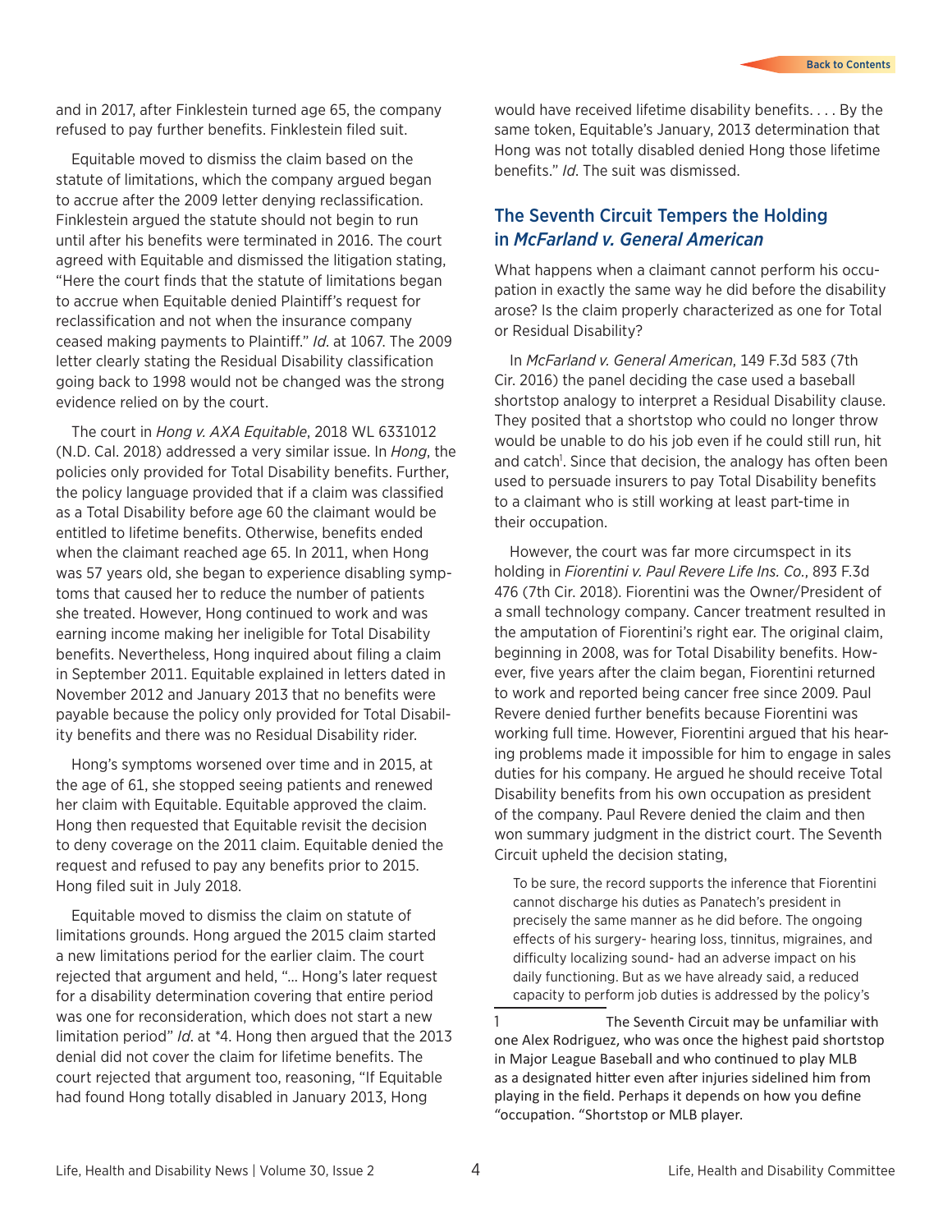and in 2017, after Finklestein turned age 65, the company refused to pay further benefits. Finklestein filed suit.

Equitable moved to dismiss the claim based on the statute of limitations, which the company argued began to accrue after the 2009 letter denying reclassification. Finklestein argued the statute should not begin to run until after his benefits were terminated in 2016. The court agreed with Equitable and dismissed the litigation stating, "Here the court finds that the statute of limitations began to accrue when Equitable denied Plaintiff's request for reclassification and not when the insurance company ceased making payments to Plaintiff." *Id.* at 1067. The 2009 letter clearly stating the Residual Disability classification going back to 1998 would not be changed was the strong evidence relied on by the court.

The court in *Hong v. AXA Equitable*, 2018 WL 6331012 (N.D. Cal. 2018) addressed a very similar issue. In *Hong*, the policies only provided for Total Disability benefits. Further, the policy language provided that if a claim was classified as a Total Disability before age 60 the claimant would be entitled to lifetime benefits. Otherwise, benefits ended when the claimant reached age 65. In 2011, when Hong was 57 years old, she began to experience disabling symptoms that caused her to reduce the number of patients she treated. However, Hong continued to work and was earning income making her ineligible for Total Disability benefits. Nevertheless, Hong inquired about filing a claim in September 2011. Equitable explained in letters dated in November 2012 and January 2013 that no benefits were payable because the policy only provided for Total Disability benefits and there was no Residual Disability rider.

Hong's symptoms worsened over time and in 2015, at the age of 61, she stopped seeing patients and renewed her claim with Equitable. Equitable approved the claim. Hong then requested that Equitable revisit the decision to deny coverage on the 2011 claim. Equitable denied the request and refused to pay any benefits prior to 2015. Hong filed suit in July 2018.

Equitable moved to dismiss the claim on statute of limitations grounds. Hong argued the 2015 claim started a new limitations period for the earlier claim. The court rejected that argument and held, "… Hong's later request for a disability determination covering that entire period was one for reconsideration, which does not start a new limitation period" *Id.* at *4. Hong then argued that the 2013 denial did not cover the claim for lifetime benefits. The court rejected that argument too, reasoning, "If Equitable had found Hong totally disabled in January 2013, Hong would have received lifetime disability benefits. . . . By the same token, Equitable's January, 2013 determination that Hong was not totally disabled denied Hong those lifetime benefits." *Id.* The suit was dismissed.

## The Seventh Circuit Tempers the Holding in *McFarland v. General American*

What happens when a claimant cannot perform his occupation in exactly the same way he did before the disability arose? Is the claim properly characterized as one for Total or Residual Disability?

In *McFarland v. General American*, 149 F.3d 583 (7th Cir. 2016) the panel deciding the case used a baseball shortstop analogy to interpret a Residual Disability clause. They posited that a shortstop who could no longer throw would be unable to do his job even if he could still run, hit and catch[1]. Since that decision, the analogy has often been used to persuade insurers to pay Total Disability benefits to a claimant who is still working at least part-time in their occupation.

However, the court was far more circumspect in its holding in *Fiorentini v. Paul Revere Life Ins. Co.*, 893 F.3d 476 (7th Cir. 2018). Fiorentini was the Owner/President of a small technology company. Cancer treatment resulted in the amputation of Fiorentini's right ear. The original claim, beginning in 2008, was for Total Disability benefits. However, five years after the claim began, Fiorentini returned to work and reported being cancer free since 2009. Paul Revere denied further benefits because Fiorentini was working full time. However, Fiorentini argued that his hearing problems made it impossible for him to engage in sales duties for his company. He argued he should receive Total Disability benefits from his own occupation as president of the company. Paul Revere denied the claim and then won summary judgment in the district court. The Seventh Circuit upheld the decision stating,

> To be sure, the record supports the inference that Fiorentini cannot discharge his duties as Panatech's president in precisely the same manner as he did before. The ongoing effects of his surgery- hearing loss, tinnitus, migraines, and difficulty localizing sound- had an adverse impact on his daily functioning. But as we have already said, a reduced capacity to perform job duties is addressed by the policy's

1 The Seventh Circuit may be unfamiliar with one Alex Rodriguez, who was once the highest paid shortstop in Major League Baseball and who continued to play MLB as a designated hitter even after injuries sidelined him from playing in the field. Perhaps it depends on how you define "occupation. "Shortstop or MLB player.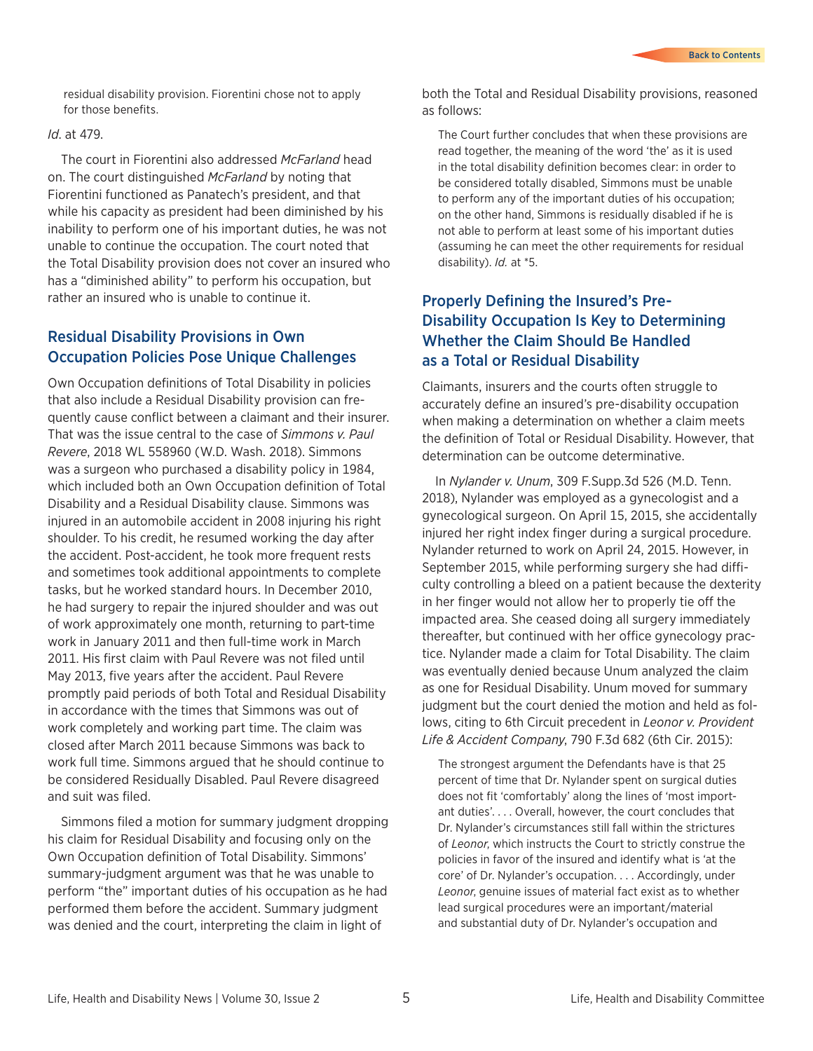residual disability provision. Fiorentini chose not to apply for those benefits.

*Id.* at 479.

The court in Fiorentini also addressed *McFarland* head on. The court distinguished *McFarland* by noting that Fiorentini functioned as Panatech's president, and that while his capacity as president had been diminished by his inability to perform one of his important duties, he was not unable to continue the occupation. The court noted that the Total Disability provision does not cover an insured who has a "diminished ability" to perform his occupation, but rather an insured who is unable to continue it.

## Residual Disability Provisions in Own Occupation Policies Pose Unique Challenges

Own Occupation definitions of Total Disability in policies that also include a Residual Disability provision can frequently cause conflict between a claimant and their insurer. That was the issue central to the case of *Simmons v. Paul Revere*, 2018 WL 558960 (W.D. Wash. 2018). Simmons was a surgeon who purchased a disability policy in 1984, which included both an Own Occupation definition of Total Disability and a Residual Disability clause. Simmons was injured in an automobile accident in 2008 injuring his right shoulder. To his credit, he resumed working the day after the accident. Post-accident, he took more frequent rests and sometimes took additional appointments to complete tasks, but he worked standard hours. In December 2010, he had surgery to repair the injured shoulder and was out of work approximately one month, returning to part-time work in January 2011 and then full-time work in March 2011. His first claim with Paul Revere was not filed until May 2013, five years after the accident. Paul Revere promptly paid periods of both Total and Residual Disability in accordance with the times that Simmons was out of work completely and working part time. The claim was closed after March 2011 because Simmons was back to work full time. Simmons argued that he should continue to be considered Residually Disabled. Paul Revere disagreed and suit was filed.

Simmons filed a motion for summary judgment dropping his claim for Residual Disability and focusing only on the Own Occupation definition of Total Disability. Simmons' summary-judgment argument was that he was unable to perform "the" important duties of his occupation as he had performed them before the accident. Summary judgment was denied and the court, interpreting the claim in light of both the Total and Residual Disability provisions, reasoned as follows:

> The Court further concludes that when these provisions are read together, the meaning of the word 'the' as it is used in the total disability definition becomes clear: in order to be considered totally disabled, Simmons must be unable to perform any of the important duties of his occupation; on the other hand, Simmons is residually disabled if he is not able to perform at least some of his important duties (assuming he can meet the other requirements for residual disability). *Id.* at *5.

## Properly Defining the Insured's Pre-Disability Occupation Is Key to Determining Whether the Claim Should Be Handled as a Total or Residual Disability

Claimants, insurers and the courts often struggle to accurately define an insured's pre-disability occupation when making a determination on whether a claim meets the definition of Total or Residual Disability. However, that determination can be outcome determinative.

In *Nylander v. Unum*, 309 F.Supp.3d 526 (M.D. Tenn. 2018), Nylander was employed as a gynecologist and a gynecological surgeon. On April 15, 2015, she accidentally injured her right index finger during a surgical procedure. Nylander returned to work on April 24, 2015. However, in September 2015, while performing surgery she had difficulty controlling a bleed on a patient because the dexterity in her finger would not allow her to properly tie off the impacted area. She ceased doing all surgery immediately thereafter, but continued with her office gynecology practice. Nylander made a claim for Total Disability. The claim was eventually denied because Unum analyzed the claim as one for Residual Disability. Unum moved for summary judgment but the court denied the motion and held as follows, citing to 6th Circuit precedent in *Leonor v. Provident Life & Accident Company*, 790 F.3d 682 (6th Cir. 2015):

> The strongest argument the Defendants have is that 25 percent of time that Dr. Nylander spent on surgical duties does not fit 'comfortably' along the lines of 'most important duties'. . . . Overall, however, the court concludes that Dr. Nylander's circumstances still fall within the strictures of *Leonor*, which instructs the Court to strictly construe the policies in favor of the insured and identify what is 'at the core' of Dr. Nylander's occupation. . . . Accordingly, under *Leonor*, genuine issues of material fact exist as to whether lead surgical procedures were an important/material and substantial duty of Dr. Nylander's occupation and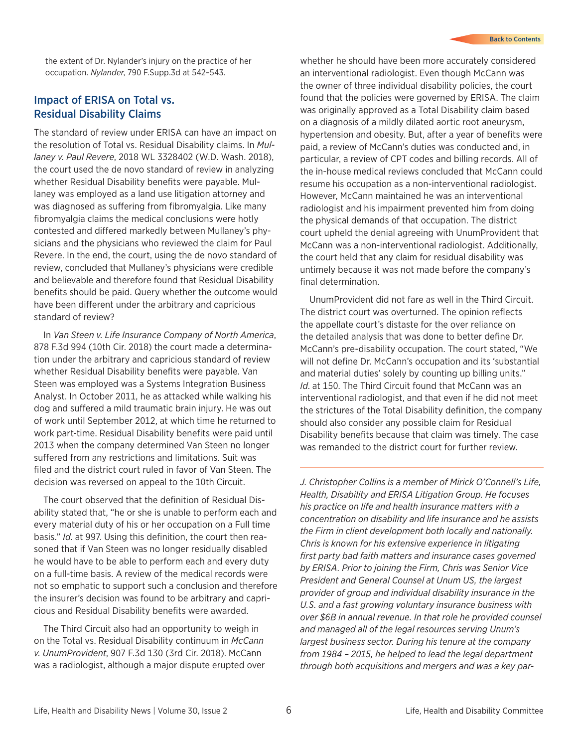the extent of Dr. Nylander's injury on the practice of her occupation. *Nylander*, 790 F.Supp.3d at 542–543.

## Impact of ERISA on Total vs. Residual Disability Claims

The standard of review under ERISA can have an impact on the resolution of Total vs. Residual Disability claims. In *Mullaney v. Paul Revere*, 2018 WL 3328402 (W.D. Wash. 2018), the court used the de novo standard of review in analyzing whether Residual Disability benefits were payable. Mullaney was employed as a land use litigation attorney and was diagnosed as suffering from fibromyalgia. Like many fibromyalgia claims the medical conclusions were hotly contested and differed markedly between Mullaney's physicians and the physicians who reviewed the claim for Paul Revere. In the end, the court, using the de novo standard of review, concluded that Mullaney's physicians were credible and believable and therefore found that Residual Disability benefits should be paid. Query whether the outcome would have been different under the arbitrary and capricious standard of review?

In *Van Steen v. Life Insurance Company of North America*, 878 F.3d 994 (10th Cir. 2018) the court made a determination under the arbitrary and capricious standard of review whether Residual Disability benefits were payable. Van Steen was employed was a Systems Integration Business Analyst. In October 2011, he as attacked while walking his dog and suffered a mild traumatic brain injury. He was out of work until September 2012, at which time he returned to work part-time. Residual Disability benefits were paid until 2013 when the company determined Van Steen no longer suffered from any restrictions and limitations. Suit was filed and the district court ruled in favor of Van Steen. The decision was reversed on appeal to the 10th Circuit.

The court observed that the definition of Residual Disability stated that, "he or she is unable to perform each and every material duty of his or her occupation on a Full time basis." *Id*. at 997. Using this definition, the court then reasoned that if Van Steen was no longer residually disabled he would have to be able to perform each and every duty on a full-time basis. A review of the medical records were not so emphatic to support such a conclusion and therefore the insurer's decision was found to be arbitrary and capricious and Residual Disability benefits were awarded.

The Third Circuit also had an opportunity to weigh in on the Total vs. Residual Disability continuum in *McCann v. UnumProvident*, 907 F.3d 130 (3rd Cir. 2018). McCann was a radiologist, although a major dispute erupted over whether he should have been more accurately considered an interventional radiologist. Even though McCann was the owner of three individual disability policies, the court found that the policies were governed by ERISA. The claim was originally approved as a Total Disability claim based on a diagnosis of a mildly dilated aortic root aneurysm, hypertension and obesity. But, after a year of benefits were paid, a review of McCann's duties was conducted and, in particular, a review of CPT codes and billing records. All of the in-house medical reviews concluded that McCann could resume his occupation as a non-interventional radiologist. However, McCann maintained he was an interventional radiologist and his impairment prevented him from doing the physical demands of that occupation. The district court upheld the denial agreeing with UnumProvident that McCann was a non-interventional radiologist. Additionally, the court held that any claim for residual disability was untimely because it was not made before the company's final determination.

UnumProvident did not fare as well in the Third Circuit. The district court was overturned. The opinion reflects the appellate court's distaste for the over reliance on the detailed analysis that was done to better define Dr. McCann's pre-disability occupation. The court stated, "We will not define Dr. McCann's occupation and its 'substantial and material duties' solely by counting up billing units." *Id*. at 150. The Third Circuit found that McCann was an interventional radiologist, and that even if he did not meet the strictures of the Total Disability definition, the company should also consider any possible claim for Residual Disability benefits because that claim was timely. The case was remanded to the district court for further review.

---

*J. Christopher Collins is a member of Mirick O'Connell's Life, Health, Disability and ERISA Litigation Group. He focuses his practice on life and health insurance matters with a concentration on disability and life insurance and he assists the Firm in client development both locally and nationally. Chris is known for his extensive experience in litigating first party bad faith matters and insurance cases governed by ERISA. Prior to joining the Firm, Chris was Senior Vice President and General Counsel at Unum US, the largest provider of group and individual disability insurance in the U.S. and a fast growing voluntary insurance business with over $6B in annual revenue. In that role he provided counsel and managed all of the legal resources serving Unum's largest business sector. During his tenure at the company from 1984 – 2015, he helped to lead the legal department through both acquisitions and mergers and was a key par-*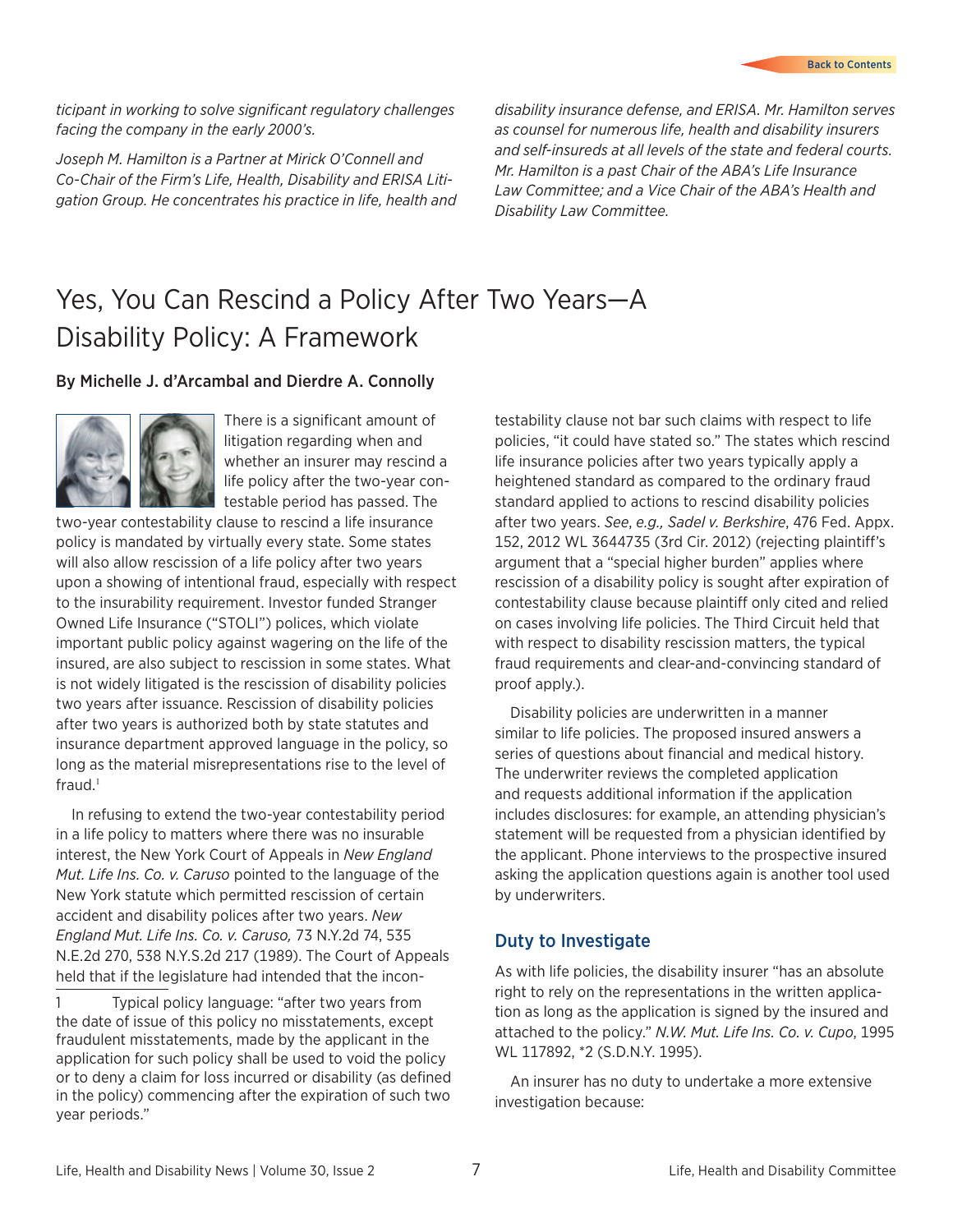*ticipant in working to solve significant regulatory challenges facing the company in the early 2000's.*

*Joseph M. Hamilton is a Partner at Mirick O'Connell and Co-Chair of the Firm's Life, Health, Disability and ERISA Litigation Group. He concentrates his practice in life, health and disability insurance defense, and ERISA. Mr. Hamilton serves as counsel for numerous life, health and disability insurers and self-insureds at all levels of the state and federal courts. Mr. Hamilton is a past Chair of the ABA's Life Insurance Law Committee; and a Vice Chair of the ABA's Health and Disability Law Committee.*

# Yes, You Can Rescind a Policy After Two Years—A Disability Policy: A Framework

**By Michelle J. d'Arcambal and Dierdre A. Connolly**

There is a significant amount of litigation regarding when and whether an insurer may rescind a life policy after the two-year contestable period has passed. The two-year contestability clause to rescind a life insurance policy is mandated by virtually every state. Some states will also allow rescission of a life policy after two years upon a showing of intentional fraud, especially with respect to the insurability requirement. Investor funded Stranger Owned Life Insurance ("STOLI") polices, which violate important public policy against wagering on the life of the insured, are also subject to rescission in some states. What is not widely litigated is the rescission of disability policies two years after issuance. Rescission of disability policies after two years is authorized both by state statutes and insurance department approved language in the policy, so long as the material misrepresentations rise to the level of fraud.[1]

In refusing to extend the two-year contestability period in a life policy to matters where there was no insurable interest, the New York Court of Appeals in *New England Mut. Life Ins. Co. v. Caruso* pointed to the language of the New York statute which permitted rescission of certain accident and disability polices after two years. *New England Mut. Life Ins. Co. v. Caruso,* 73 N.Y.2d 74, 535 N.E.2d 270, 538 N.Y.S.2d 217 (1989). The Court of Appeals held that if the legislature had intended that the incontestability clause not bar such claims with respect to life policies, "it could have stated so." The states which rescind life insurance policies after two years typically apply a heightened standard as compared to the ordinary fraud standard applied to actions to rescind disability policies after two years. *See, e.g., Sadel v. Berkshire*, 476 Fed. Appx. 152, 2012 WL 3644735 (3rd Cir. 2012) (rejecting plaintiff's argument that a "special higher burden" applies where rescission of a disability policy is sought after expiration of contestability clause because plaintiff only cited and relied on cases involving life policies. The Third Circuit held that with respect to disability rescission matters, the typical fraud requirements and clear-and-convincing standard of proof apply.).

Disability policies are underwritten in a manner similar to life policies. The proposed insured answers a series of questions about financial and medical history. The underwriter reviews the completed application and requests additional information if the application includes disclosures: for example, an attending physician's statement will be requested from a physician identified by the applicant. Phone interviews to the prospective insured asking the application questions again is another tool used by underwriters.

## Duty to Investigate

As with life policies, the disability insurer "has an absolute right to rely on the representations in the written application as long as the application is signed by the insured and attached to the policy." *N.W. Mut. Life Ins. Co. v. Cupo*, 1995 WL 117892, *2 (S.D.N.Y. 1995).

An insurer has no duty to undertake a more extensive investigation because:

---

1 Typical policy language: "after two years from the date of issue of this policy no misstatements, except fraudulent misstatements, made by the applicant in the application for such policy shall be used to void the policy or to deny a claim for loss incurred or disability (as defined in the policy) commencing after the expiration of such two year periods."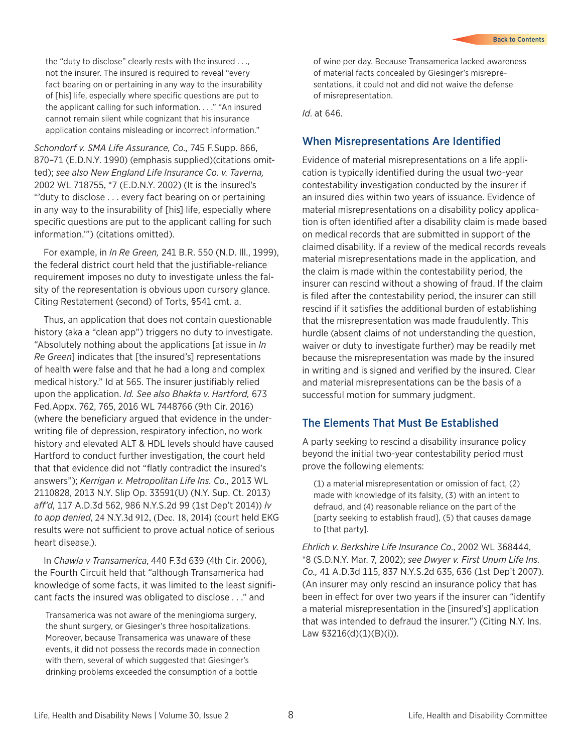> the "duty to disclose" clearly rests with the insured . . ., not the insurer. The insured is required to reveal "every fact bearing on or pertaining in any way to the insurability of [his] life, especially where specific questions are put to the applicant calling for such information. . . ." "An insured cannot remain silent while cognizant that his insurance application contains misleading or incorrect information."

*Schondorf v. SMA Life Assurance, Co.,* 745 F.Supp. 866, 870–71 (E.D.N.Y. 1990) (emphasis supplied)(citations omitted); *see also New England Life Insurance Co. v. Taverna,* 2002 WL 718755, *7 (E.D.N.Y. 2002) (It is the insured's "'duty to disclose . . . every fact bearing on or pertaining in any way to the insurability of [his] life, especially where specific questions are put to the applicant calling for such information.'") (citations omitted).

For example, in *In Re Green,* 241 B.R. 550 (N.D. Ill., 1999), the federal district court held that the justifiable-reliance requirement imposes no duty to investigate unless the falsity of the representation is obvious upon cursory glance. Citing Restatement (second) of Torts, §541 cmt. a.

Thus, an application that does not contain questionable history (aka a "clean app") triggers no duty to investigate. "Absolutely nothing about the applications [at issue in *In Re Green*] indicates that [the insured's] representations of health were false and that he had a long and complex medical history." Id at 565. The insurer justifiably relied upon the application. *Id. See also Bhakta v. Hartford,* 673 Fed.Appx. 762, 765, 2016 WL 7448766 (9th Cir. 2016) (where the beneficiary argued that evidence in the underwriting file of depression, respiratory infection, no work history and elevated ALT & HDL levels should have caused Hartford to conduct further investigation, the court held that that evidence did not "flatly contradict the insured's answers"); *Kerrigan v. Metropolitan Life Ins. Co.,* 2013 WL 2110828, 2013 N.Y. Slip Op. 33591(U) (N.Y. Sup. Ct. 2013) *aff'd*, 117 A.D.3d 562, 986 N.Y.S.2d 99 (1st Dep't 2014)) *lv to app denied*, 24 N.Y.3d 912, (Dec. 18, 2014) (court held EKG results were not sufficient to prove actual notice of serious heart disease.).

In *Chawla v Transamerica*, 440 F.3d 639 (4th Cir. 2006), the Fourth Circuit held that "although Transamerica had knowledge of some facts, it was limited to the least significant facts the insured was obligated to disclose . . ." and

> Transamerica was not aware of the meningioma surgery, the shunt surgery, or Giesinger's three hospitalizations. Moreover, because Transamerica was unaware of these events, it did not possess the records made in connection with them, several of which suggested that Giesinger's drinking problems exceeded the consumption of a bottle of wine per day. Because Transamerica lacked awareness of material facts concealed by Giesinger's misrepresentations, it could not and did not waive the defense of misrepresentation.

*Id.* at 646.

## When Misrepresentations Are Identified

Evidence of material misrepresentations on a life application is typically identified during the usual two-year contestability investigation conducted by the insurer if an insured dies within two years of issuance. Evidence of material misrepresentations on a disability policy application is often identified after a disability claim is made based on medical records that are submitted in support of the claimed disability. If a review of the medical records reveals material misrepresentations made in the application, and the claim is made within the contestability period, the insurer can rescind without a showing of fraud. If the claim is filed after the contestability period, the insurer can still rescind if it satisfies the additional burden of establishing that the misrepresentation was made fraudulently. This hurdle (absent claims of not understanding the question, waiver or duty to investigate further) may be readily met because the misrepresentation was made by the insured in writing and is signed and verified by the insured. Clear and material misrepresentations can be the basis of a successful motion for summary judgment.

## The Elements That Must Be Established

A party seeking to rescind a disability insurance policy beyond the initial two-year contestability period must prove the following elements:

> (1) a material misrepresentation or omission of fact, (2) made with knowledge of its falsity, (3) with an intent to defraud, and (4) reasonable reliance on the part of the [party seeking to establish fraud], (5) that causes damage to [that party].

*Ehrlich v. Berkshire Life Insurance Co.*, 2002 WL 368444, *8 (S.D.N.Y. Mar. 7, 2002); *see Dwyer v. First Unum Life Ins. Co.,* 41 A.D.3d 115, 837 N.Y.S.2d 635, 636 (1st Dep't 2007). (An insurer may only rescind an insurance policy that has been in effect for over two years if the insurer can "identify a material misrepresentation in the [insured's] application that was intended to defraud the insurer.") (Citing N.Y. Ins. Law §3216(d)(1)(B)(i)).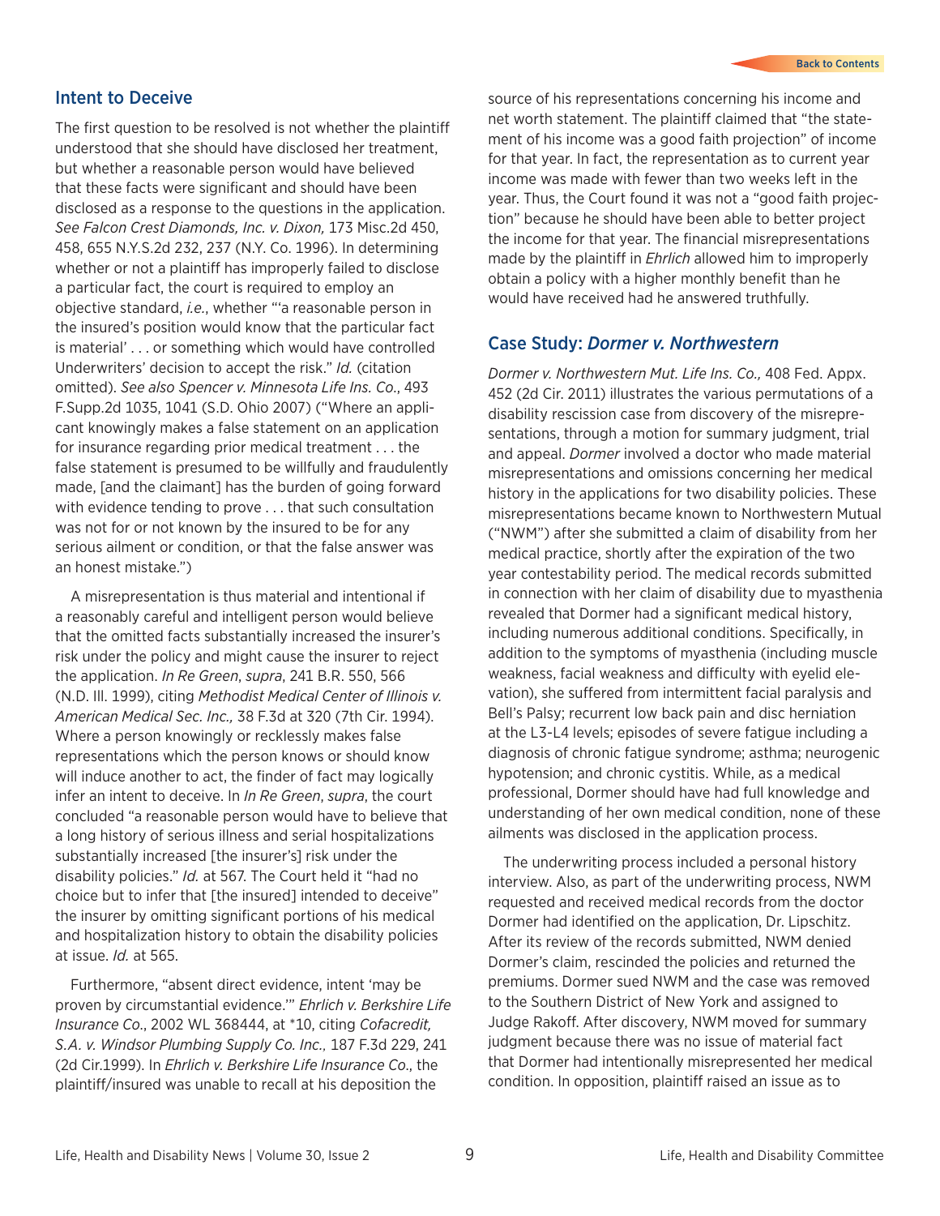## Intent to Deceive

The first question to be resolved is not whether the plaintiff understood that she should have disclosed her treatment, but whether a reasonable person would have believed that these facts were significant and should have been disclosed as a response to the questions in the application. *See Falcon Crest Diamonds, Inc. v. Dixon,* 173 Misc.2d 450, 458, 655 N.Y.S.2d 232, 237 (N.Y. Co. 1996). In determining whether or not a plaintiff has improperly failed to disclose a particular fact, the court is required to employ an objective standard, *i.e.*, whether "'a reasonable person in the insured's position would know that the particular fact is material' . . . or something which would have controlled Underwriters' decision to accept the risk." *Id.* (citation omitted). *See also Spencer v. Minnesota Life Ins. Co.*, 493 F.Supp.2d 1035, 1041 (S.D. Ohio 2007) ("Where an applicant knowingly makes a false statement on an application for insurance regarding prior medical treatment . . . the false statement is presumed to be willfully and fraudulently made, [and the claimant] has the burden of going forward with evidence tending to prove . . . that such consultation was not for or not known by the insured to be for any serious ailment or condition, or that the false answer was an honest mistake.")

A misrepresentation is thus material and intentional if a reasonably careful and intelligent person would believe that the omitted facts substantially increased the insurer's risk under the policy and might cause the insurer to reject the application. *In Re Green*, *supra*, 241 B.R. 550, 566 (N.D. Ill. 1999), citing *Methodist Medical Center of Illinois v. American Medical Sec. Inc.,* 38 F.3d at 320 (7th Cir. 1994). Where a person knowingly or recklessly makes false representations which the person knows or should know will induce another to act, the finder of fact may logically infer an intent to deceive. In *In Re Green*, *supra*, the court concluded "a reasonable person would have to believe that a long history of serious illness and serial hospitalizations substantially increased [the insurer's] risk under the disability policies." *Id.* at 567. The Court held it "had no choice but to infer that [the insured] intended to deceive" the insurer by omitting significant portions of his medical and hospitalization history to obtain the disability policies at issue. *Id.* at 565.

Furthermore, "absent direct evidence, intent 'may be proven by circumstantial evidence.'" *Ehrlich v. Berkshire Life Insurance Co.*, 2002 WL 368444, at *10, citing *Cofacredit, S.A. v. Windsor Plumbing Supply Co. Inc.*, 187 F.3d 229, 241 (2d Cir.1999). In *Ehrlich v. Berkshire Life Insurance Co.*, the plaintiff/insured was unable to recall at his deposition the source of his representations concerning his income and net worth statement. The plaintiff claimed that "the statement of his income was a good faith projection" of income for that year. In fact, the representation as to current year income was made with fewer than two weeks left in the year. Thus, the Court found it was not a "good faith projection" because he should have been able to better project the income for that year. The financial misrepresentations made by the plaintiff in *Ehrlich* allowed him to improperly obtain a policy with a higher monthly benefit than he would have received had he answered truthfully.

## Case Study: *Dormer v. Northwestern*

*Dormer v. Northwestern Mut. Life Ins. Co.,* 408 Fed. Appx. 452 (2d Cir. 2011) illustrates the various permutations of a disability rescission case from discovery of the misrepresentations, through a motion for summary judgment, trial and appeal. *Dormer* involved a doctor who made material misrepresentations and omissions concerning her medical history in the applications for two disability policies. These misrepresentations became known to Northwestern Mutual ("NWM") after she submitted a claim of disability from her medical practice, shortly after the expiration of the two year contestability period. The medical records submitted in connection with her claim of disability due to myasthenia revealed that Dormer had a significant medical history, including numerous additional conditions. Specifically, in addition to the symptoms of myasthenia (including muscle weakness, facial weakness and difficulty with eyelid elevation), she suffered from intermittent facial paralysis and Bell's Palsy; recurrent low back pain and disc herniation at the L3-L4 levels; episodes of severe fatigue including a diagnosis of chronic fatigue syndrome; asthma; neurogenic hypotension; and chronic cystitis. While, as a medical professional, Dormer should have had full knowledge and understanding of her own medical condition, none of these ailments was disclosed in the application process.

The underwriting process included a personal history interview. Also, as part of the underwriting process, NWM requested and received medical records from the doctor Dormer had identified on the application, Dr. Lipschitz. After its review of the records submitted, NWM denied Dormer's claim, rescinded the policies and returned the premiums. Dormer sued NWM and the case was removed to the Southern District of New York and assigned to Judge Rakoff. After discovery, NWM moved for summary judgment because there was no issue of material fact that Dormer had intentionally misrepresented her medical condition. In opposition, plaintiff raised an issue as to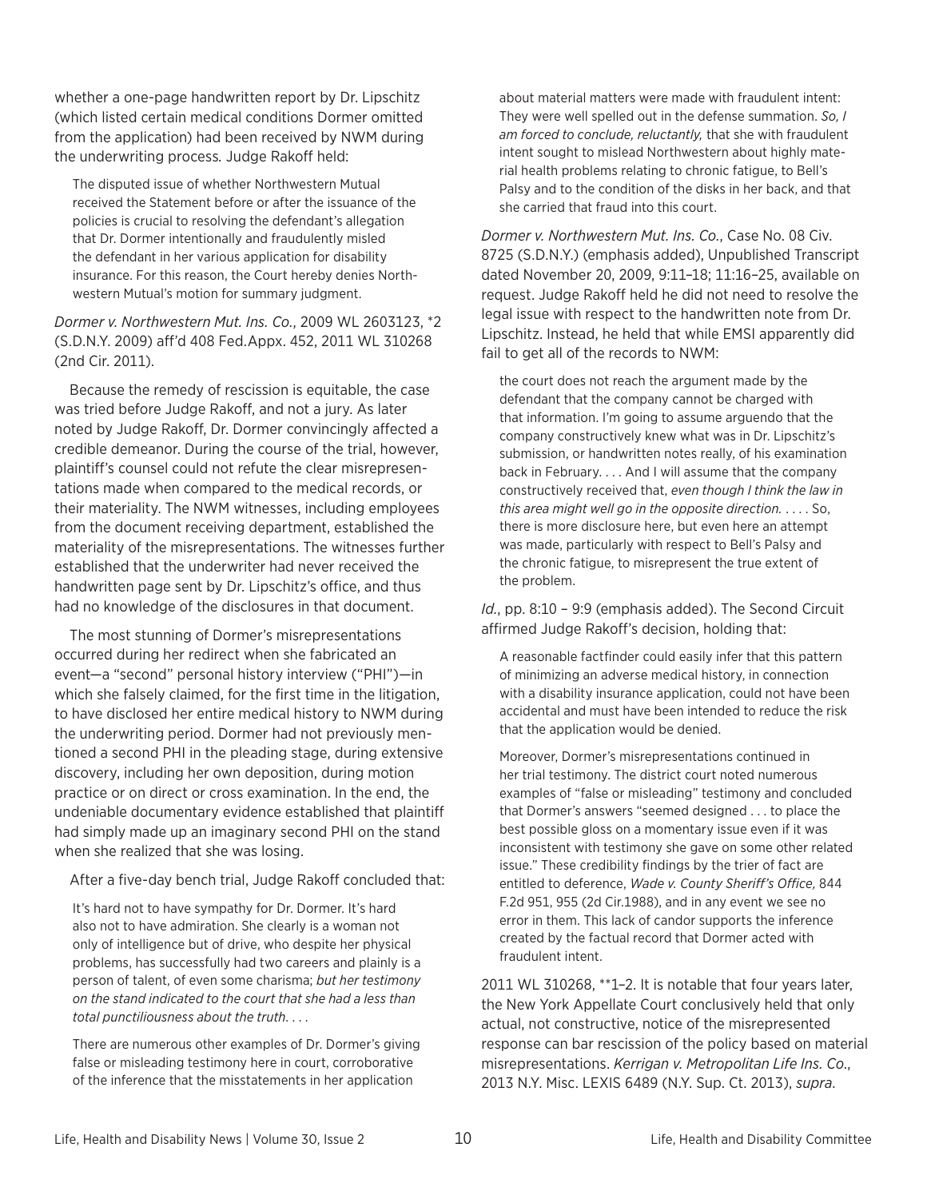whether a one-page handwritten report by Dr. Lipschitz (which listed certain medical conditions Dormer omitted from the application) had been received by NWM during the underwriting process. Judge Rakoff held:

> The disputed issue of whether Northwestern Mutual received the Statement before or after the issuance of the policies is crucial to resolving the defendant's allegation that Dr. Dormer intentionally and fraudulently misled the defendant in her various application for disability insurance. For this reason, the Court hereby denies Northwestern Mutual's motion for summary judgment.

*Dormer v. Northwestern Mut. Ins. Co.*, 2009 WL 2603123, *2 (S.D.N.Y. 2009) aff'd 408 Fed.Appx. 452, 2011 WL 310268 (2nd Cir. 2011).

Because the remedy of rescission is equitable, the case was tried before Judge Rakoff, and not a jury. As later noted by Judge Rakoff, Dr. Dormer convincingly affected a credible demeanor. During the course of the trial, however, plaintiff's counsel could not refute the clear misrepresentations made when compared to the medical records, or their materiality. The NWM witnesses, including employees from the document receiving department, established the materiality of the misrepresentations. The witnesses further established that the underwriter had never received the handwritten page sent by Dr. Lipschitz's office, and thus had no knowledge of the disclosures in that document.

The most stunning of Dormer's misrepresentations occurred during her redirect when she fabricated an event—a "second" personal history interview ("PHI")—in which she falsely claimed, for the first time in the litigation, to have disclosed her entire medical history to NWM during the underwriting period. Dormer had not previously mentioned a second PHI in the pleading stage, during extensive discovery, including her own deposition, during motion practice or on direct or cross examination. In the end, the undeniable documentary evidence established that plaintiff had simply made up an imaginary second PHI on the stand when she realized that she was losing.

After a five-day bench trial, Judge Rakoff concluded that:

> It's hard not to have sympathy for Dr. Dormer. It's hard also not to have admiration. She clearly is a woman not only of intelligence but of drive, who despite her physical problems, has successfully had two careers and plainly is a person of talent, of even some charisma; *but her testimony on the stand indicated to the court that she had a less than total punctiliousness about the truth. . . .*
>
> There are numerous other examples of Dr. Dormer's giving false or misleading testimony here in court, corroborative of the inference that the misstatements in her application about material matters were made with fraudulent intent: They were well spelled out in the defense summation. *So, I am forced to conclude, reluctantly,* that she with fraudulent intent sought to mislead Northwestern about highly material health problems relating to chronic fatigue, to Bell's Palsy and to the condition of the disks in her back, and that she carried that fraud into this court.

*Dormer v. Northwestern Mut. Ins. Co.*, Case No. 08 Civ. 8725 (S.D.N.Y.) (emphasis added), Unpublished Transcript dated November 20, 2009, 9:11–18; 11:16–25, available on request. Judge Rakoff held he did not need to resolve the legal issue with respect to the handwritten note from Dr. Lipschitz. Instead, he held that while EMSI apparently did fail to get all of the records to NWM:

> the court does not reach the argument made by the defendant that the company cannot be charged with that information. I'm going to assume arguendo that the company constructively knew what was in Dr. Lipschitz's submission, or handwritten notes really, of his examination back in February. . . . And I will assume that the company constructively received that, *even though I think the law in this area might well go in the opposite direction.* . . . . So, there is more disclosure here, but even here an attempt was made, particularly with respect to Bell's Palsy and the chronic fatigue, to misrepresent the true extent of the problem.

*Id.*, pp. 8:10 – 9:9 (emphasis added). The Second Circuit affirmed Judge Rakoff's decision, holding that:

> A reasonable factfinder could easily infer that this pattern of minimizing an adverse medical history, in connection with a disability insurance application, could not have been accidental and must have been intended to reduce the risk that the application would be denied.
>
> Moreover, Dormer's misrepresentations continued in her trial testimony. The district court noted numerous examples of "false or misleading" testimony and concluded that Dormer's answers "seemed designed . . . to place the best possible gloss on a momentary issue even if it was inconsistent with testimony she gave on some other related issue." These credibility findings by the trier of fact are entitled to deference, *Wade v. County Sheriff's Office,* 844 F.2d 951, 955 (2d Cir.1988), and in any event we see no error in them. This lack of candor supports the inference created by the factual record that Dormer acted with fraudulent intent.

2011 WL 310268, **1–2. It is notable that four years later, the New York Appellate Court conclusively held that only actual, not constructive, notice of the misrepresented response can bar rescission of the policy based on material misrepresentations. *Kerrigan v. Metropolitan Life Ins. Co*., 2013 N.Y. Misc. LEXIS 6489 (N.Y. Sup. Ct. 2013), *supra*.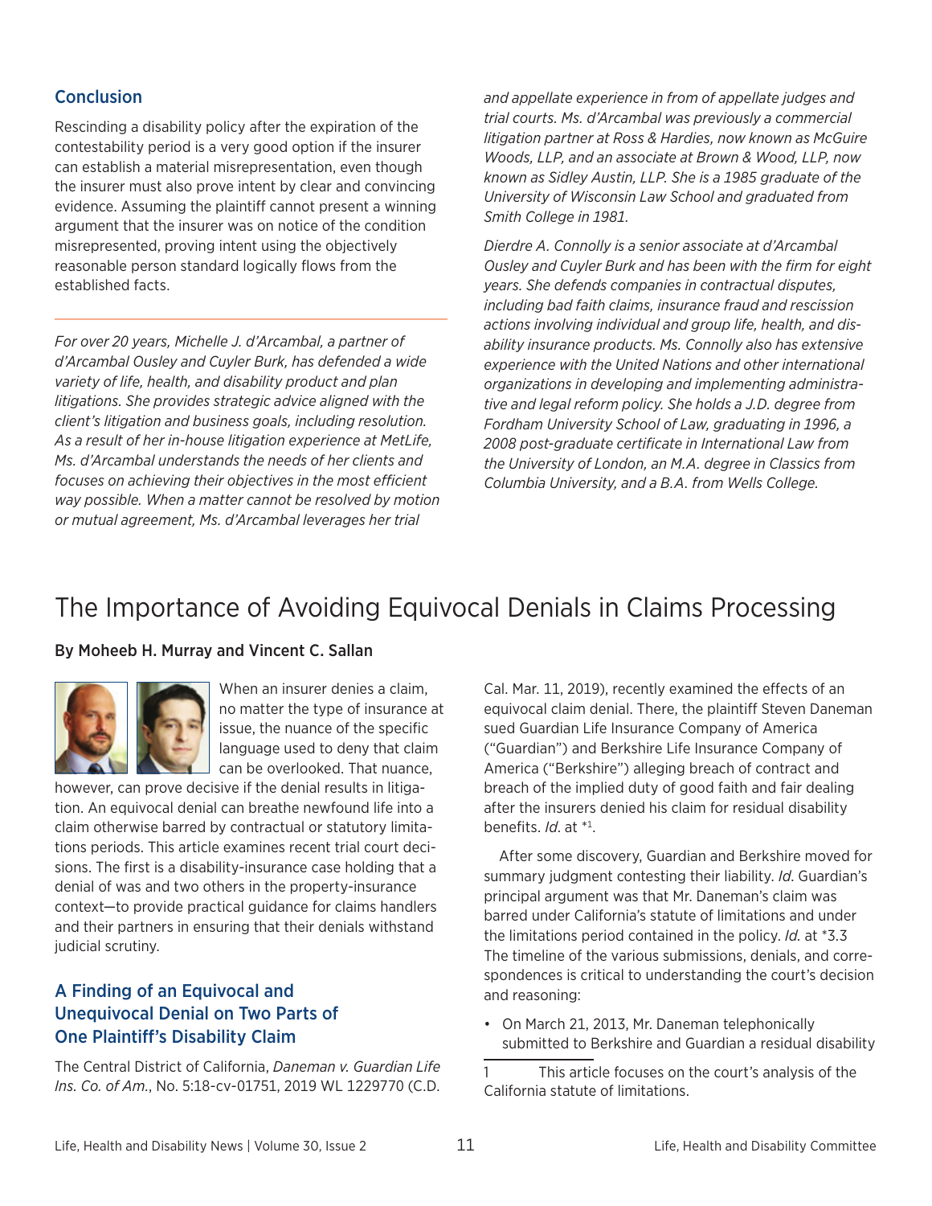## Conclusion

Rescinding a disability policy after the expiration of the contestability period is a very good option if the insurer can establish a material misrepresentation, even though the insurer must also prove intent by clear and convincing evidence. Assuming the plaintiff cannot present a winning argument that the insurer was on notice of the condition misrepresented, proving intent using the objectively reasonable person standard logically flows from the established facts.

---

*For over 20 years, Michelle J. d'Arcambal, a partner of d'Arcambal Ousley and Cuyler Burk, has defended a wide variety of life, health, and disability product and plan litigations. She provides strategic advice aligned with the client's litigation and business goals, including resolution. As a result of her in-house litigation experience at MetLife, Ms. d'Arcambal understands the needs of her clients and focuses on achieving their objectives in the most efficient way possible. When a matter cannot be resolved by motion or mutual agreement, Ms. d'Arcambal leverages her trial and appellate experience in from of appellate judges and trial courts. Ms. d'Arcambal was previously a commercial litigation partner at Ross & Hardies, now known as McGuire Woods, LLP, and an associate at Brown & Wood, LLP, now known as Sidley Austin, LLP. She is a 1985 graduate of the University of Wisconsin Law School and graduated from Smith College in 1981.*

*Dierdre A. Connolly is a senior associate at d'Arcambal Ousley and Cuyler Burk and has been with the firm for eight years. She defends companies in contractual disputes, including bad faith claims, insurance fraud and rescission actions involving individual and group life, health, and disability insurance products. Ms. Connolly also has extensive experience with the United Nations and other international organizations in developing and implementing administrative and legal reform policy. She holds a J.D. degree from Fordham University School of Law, graduating in 1996, a 2008 post-graduate certificate in International Law from the University of London, an M.A. degree in Classics from Columbia University, and a B.A. from Wells College.*

# The Importance of Avoiding Equivocal Denials in Claims Processing

**By Moheeb H. Murray and Vincent C. Sallan**

When an insurer denies a claim, no matter the type of insurance at issue, the nuance of the specific language used to deny that claim can be overlooked. That nuance, however, can prove decisive if the denial results in litigation. An equivocal denial can breathe newfound life into a claim otherwise barred by contractual or statutory limitations periods. This article examines recent trial court decisions. The first is a disability-insurance case holding that a denial of was and two others in the property-insurance context—to provide practical guidance for claims handlers and their partners in ensuring that their denials withstand judicial scrutiny.

## A Finding of an Equivocal and Unequivocal Denial on Two Parts of One Plaintiff's Disability Claim

The Central District of California, *Daneman v. Guardian Life Ins. Co. of Am.*, No. 5:18-cv-01751, 2019 WL 1229770 (C.D. Cal. Mar. 11, 2019), recently examined the effects of an equivocal claim denial. There, the plaintiff Steven Daneman sued Guardian Life Insurance Company of America ("Guardian") and Berkshire Life Insurance Company of America ("Berkshire") alleging breach of contract and breach of the implied duty of good faith and fair dealing after the insurers denied his claim for residual disability benefits. *Id.* at *1.

After some discovery, Guardian and Berkshire moved for summary judgment contesting their liability. *Id.* Guardian's principal argument was that Mr. Daneman's claim was barred under California's statute of limitations and under the limitations period contained in the policy. *Id.* at *3.[1] The timeline of the various submissions, denials, and correspondences is critical to understanding the court's decision and reasoning:

- On March 21, 2013, Mr. Daneman telephonically submitted to Berkshire and Guardian a residual disability

---

1 This article focuses on the court's analysis of the California statute of limitations.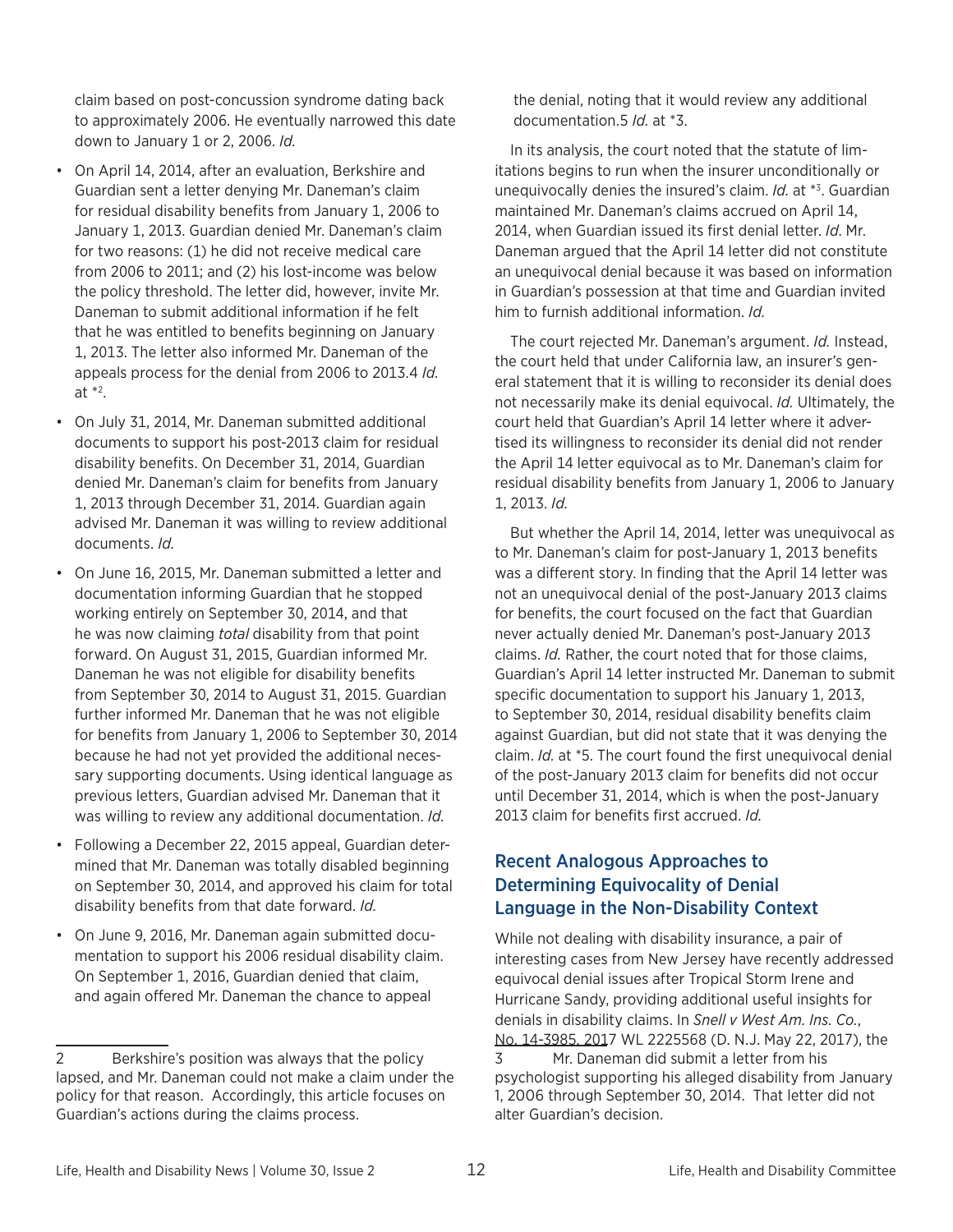claim based on post-concussion syndrome dating back to approximately 2006. He eventually narrowed this date down to January 1 or 2, 2006. *Id.*

- On April 14, 2014, after an evaluation, Berkshire and Guardian sent a letter denying Mr. Daneman's claim for residual disability benefits from January 1, 2006 to January 1, 2013. Guardian denied Mr. Daneman's claim for two reasons: (1) he did not receive medical care from 2006 to 2011; and (2) his lost-income was below the policy threshold. The letter did, however, invite Mr. Daneman to submit additional information if he felt that he was entitled to benefits beginning on January 1, 2013. The letter also informed Mr. Daneman of the appeals process for the denial from 2006 to 2013.[4] *Id.* at *2.
- On July 31, 2014, Mr. Daneman submitted additional documents to support his post-2013 claim for residual disability benefits. On December 31, 2014, Guardian denied Mr. Daneman's claim for benefits from January 1, 2013 through December 31, 2014. Guardian again advised Mr. Daneman it was willing to review additional documents. *Id.*
- On June 16, 2015, Mr. Daneman submitted a letter and documentation informing Guardian that he stopped working entirely on September 30, 2014, and that he was now claiming *total* disability from that point forward. On August 31, 2015, Guardian informed Mr. Daneman he was not eligible for disability benefits from September 30, 2014 to August 31, 2015. Guardian further informed Mr. Daneman that he was not eligible for benefits from January 1, 2006 to September 30, 2014 because he had not yet provided the additional necessary supporting documents. Using identical language as previous letters, Guardian advised Mr. Daneman that it was willing to review any additional documentation. *Id.*
- Following a December 22, 2015 appeal, Guardian determined that Mr. Daneman was totally disabled beginning on September 30, 2014, and approved his claim for total disability benefits from that date forward. *Id.*
- On June 9, 2016, Mr. Daneman again submitted documentation to support his 2006 residual disability claim. On September 1, 2016, Guardian denied that claim, and again offered Mr. Daneman the chance to appeal the denial, noting that it would review any additional documentation.[5] *Id.* at *3.

In its analysis, the court noted that the statute of limitations begins to run when the insurer unconditionally or unequivocally denies the insured's claim. *Id.* at *3. Guardian maintained Mr. Daneman's claims accrued on April 14, 2014, when Guardian issued its first denial letter. *Id.* Mr. Daneman argued that the April 14 letter did not constitute an unequivocal denial because it was based on information in Guardian's possession at that time and Guardian invited him to furnish additional information. *Id.*

The court rejected Mr. Daneman's argument. *Id.* Instead, the court held that under California law, an insurer's general statement that it is willing to reconsider its denial does not necessarily make its denial equivocal. *Id.* Ultimately, the court held that Guardian's April 14 letter where it advertised its willingness to reconsider its denial did not render the April 14 letter equivocal as to Mr. Daneman's claim for residual disability benefits from January 1, 2006 to January 1, 2013. *Id.*

But whether the April 14, 2014, letter was unequivocal as to Mr. Daneman's claim for post-January 1, 2013 benefits was a different story. In finding that the April 14 letter was not an unequivocal denial of the post-January 2013 claims for benefits, the court focused on the fact that Guardian never actually denied Mr. Daneman's post-January 2013 claims. *Id.* Rather, the court noted that for those claims, Guardian's April 14 letter instructed Mr. Daneman to submit specific documentation to support his January 1, 2013, to September 30, 2014, residual disability benefits claim against Guardian, but did not state that it was denying the claim. *Id.* at *5. The court found the first unequivocal denial of the post-January 2013 claim for benefits did not occur until December 31, 2014, which is when the post-January 2013 claim for benefits first accrued. *Id.*

## Recent Analogous Approaches to Determining Equivocality of Denial Language in the Non-Disability Context

While not dealing with disability insurance, a pair of interesting cases from New Jersey have recently addressed equivocal denial issues after Tropical Storm Irene and Hurricane Sandy, providing additional useful insights for denials in disability claims. In *Snell v West Am. Ins. Co.*, No. 14-3985, 2017 WL 2225568 (D. N.J. May 22, 2017), the

---

2 Berkshire's position was always that the policy lapsed, and Mr. Daneman could not make a claim under the policy for that reason. Accordingly, this article focuses on Guardian's actions during the claims process.

3 Mr. Daneman did submit a letter from his psychologist supporting his alleged disability from January 1, 2006 through September 30, 2014. That letter did not alter Guardian's decision.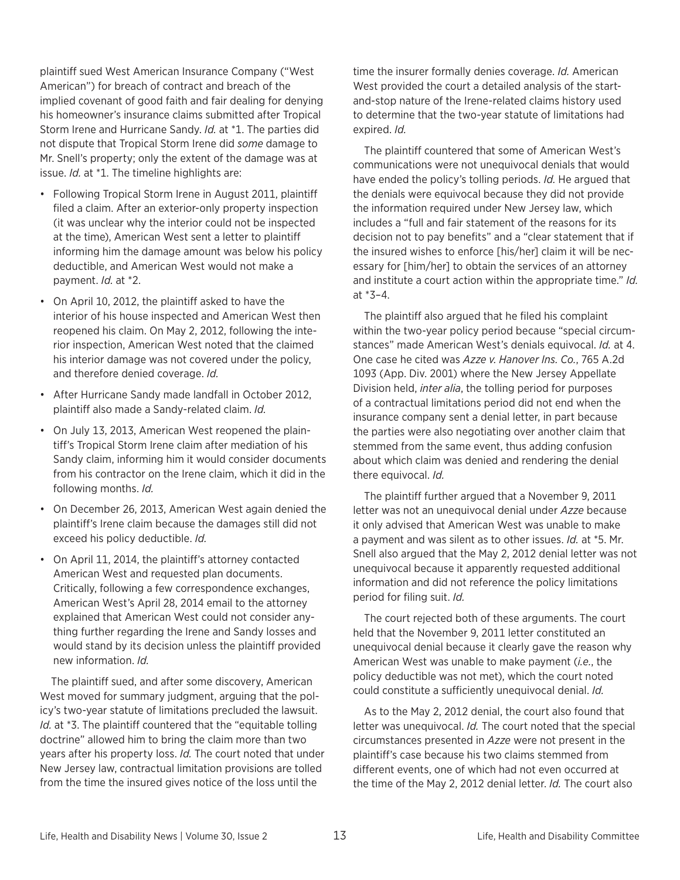plaintiff sued West American Insurance Company ("West American") for breach of contract and breach of the implied covenant of good faith and fair dealing for denying his homeowner's insurance claims submitted after Tropical Storm Irene and Hurricane Sandy. *Id.* at *1. The parties did not dispute that Tropical Storm Irene did *some* damage to Mr. Snell's property; only the extent of the damage was at issue. *Id.* at *1. The timeline highlights are:

- Following Tropical Storm Irene in August 2011, plaintiff filed a claim. After an exterior-only property inspection (it was unclear why the interior could not be inspected at the time), American West sent a letter to plaintiff informing him the damage amount was below his policy deductible, and American West would not make a payment. *Id.* at *2.
- On April 10, 2012, the plaintiff asked to have the interior of his house inspected and American West then reopened his claim. On May 2, 2012, following the interior inspection, American West noted that the claimed his interior damage was not covered under the policy, and therefore denied coverage. *Id.*
- After Hurricane Sandy made landfall in October 2012, plaintiff also made a Sandy-related claim. *Id.*
- On July 13, 2013, American West reopened the plaintiff's Tropical Storm Irene claim after mediation of his Sandy claim, informing him it would consider documents from his contractor on the Irene claim, which it did in the following months. *Id.*
- On December 26, 2013, American West again denied the plaintiff's Irene claim because the damages still did not exceed his policy deductible. *Id.*
- On April 11, 2014, the plaintiff's attorney contacted American West and requested plan documents. Critically, following a few correspondence exchanges, American West's April 28, 2014 email to the attorney explained that American West could not consider anything further regarding the Irene and Sandy losses and would stand by its decision unless the plaintiff provided new information. *Id.*

The plaintiff sued, and after some discovery, American West moved for summary judgment, arguing that the policy's two-year statute of limitations precluded the lawsuit. *Id.* at *3. The plaintiff countered that the "equitable tolling doctrine" allowed him to bring the claim more than two years after his property loss. *Id.* The court noted that under New Jersey law, contractual limitation provisions are tolled from the time the insured gives notice of the loss until the time the insurer formally denies coverage. *Id.* American West provided the court a detailed analysis of the start-and-stop nature of the Irene-related claims history used to determine that the two-year statute of limitations had expired. *Id.*

The plaintiff countered that some of American West's communications were not unequivocal denials that would have ended the policy's tolling periods. *Id.* He argued that the denials were equivocal because they did not provide the information required under New Jersey law, which includes a "full and fair statement of the reasons for its decision not to pay benefits" and a "clear statement that if the insured wishes to enforce [his/her] claim it will be necessary for [him/her] to obtain the services of an attorney and institute a court action within the appropriate time." *Id.* at *3–4.

The plaintiff also argued that he filed his complaint within the two-year policy period because "special circumstances" made American West's denials equivocal. *Id.* at 4. One case he cited was *Azze v. Hanover Ins. Co.*, 765 A.2d 1093 (App. Div. 2001) where the New Jersey Appellate Division held, *inter alia*, the tolling period for purposes of a contractual limitations period did not end when the insurance company sent a denial letter, in part because the parties were also negotiating over another claim that stemmed from the same event, thus adding confusion about which claim was denied and rendering the denial there equivocal. *Id.*

The plaintiff further argued that a November 9, 2011 letter was not an unequivocal denial under *Azze* because it only advised that American West was unable to make a payment and was silent as to other issues. *Id.* at *5. Mr. Snell also argued that the May 2, 2012 denial letter was not unequivocal because it apparently requested additional information and did not reference the policy limitations period for filing suit. *Id.*

The court rejected both of these arguments. The court held that the November 9, 2011 letter constituted an unequivocal denial because it clearly gave the reason why American West was unable to make payment (*i.e.*, the policy deductible was not met), which the court noted could constitute a sufficiently unequivocal denial. *Id.*

As to the May 2, 2012 denial, the court also found that letter was unequivocal. *Id.* The court noted that the special circumstances presented in *Azze* were not present in the plaintiff's case because his two claims stemmed from different events, one of which had not even occurred at the time of the May 2, 2012 denial letter. *Id.* The court also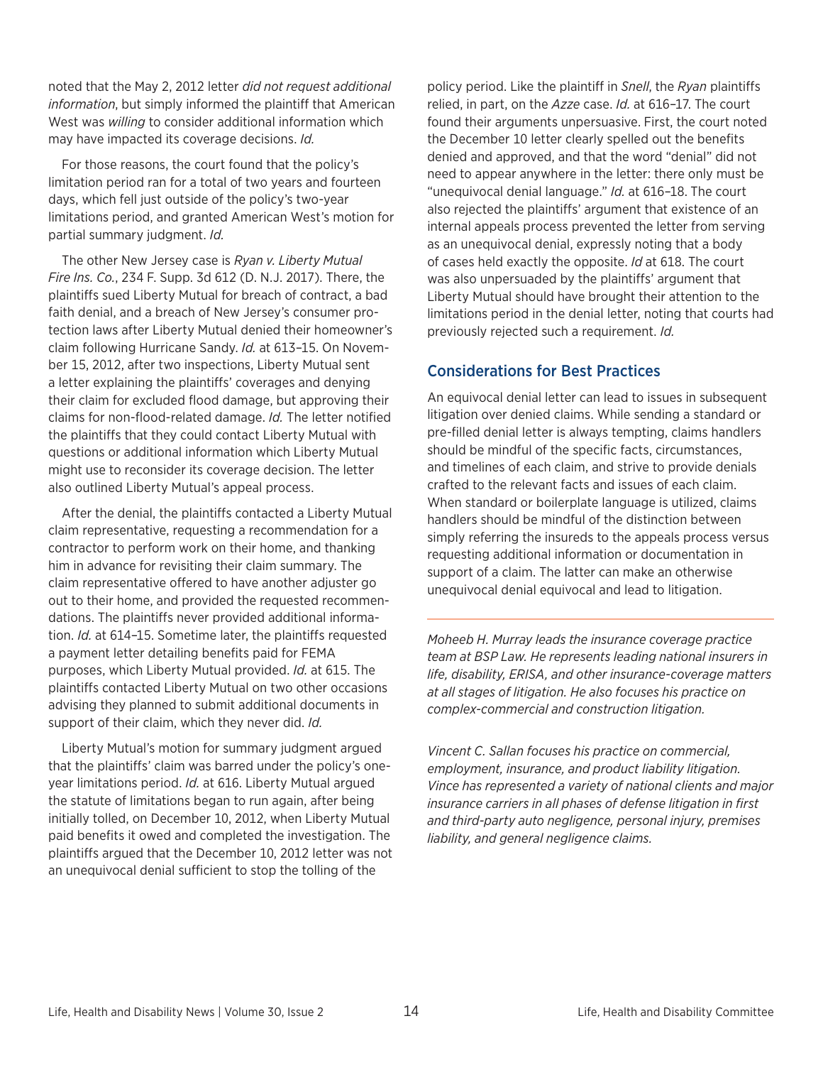noted that the May 2, 2012 letter *did not request additional information*, but simply informed the plaintiff that American West was *willing* to consider additional information which may have impacted its coverage decisions. *Id.*

For those reasons, the court found that the policy's limitation period ran for a total of two years and fourteen days, which fell just outside of the policy's two-year limitations period, and granted American West's motion for partial summary judgment. *Id.*

The other New Jersey case is *Ryan v. Liberty Mutual Fire Ins. Co.*, 234 F. Supp. 3d 612 (D. N.J. 2017). There, the plaintiffs sued Liberty Mutual for breach of contract, a bad faith denial, and a breach of New Jersey's consumer protection laws after Liberty Mutual denied their homeowner's claim following Hurricane Sandy. *Id.* at 613–15. On November 15, 2012, after two inspections, Liberty Mutual sent a letter explaining the plaintiffs' coverages and denying their claim for excluded flood damage, but approving their claims for non-flood-related damage. *Id.* The letter notified the plaintiffs that they could contact Liberty Mutual with questions or additional information which Liberty Mutual might use to reconsider its coverage decision. The letter also outlined Liberty Mutual's appeal process.

After the denial, the plaintiffs contacted a Liberty Mutual claim representative, requesting a recommendation for a contractor to perform work on their home, and thanking him in advance for revisiting their claim summary. The claim representative offered to have another adjuster go out to their home, and provided the requested recommendations. The plaintiffs never provided additional information. *Id.* at 614–15. Sometime later, the plaintiffs requested a payment letter detailing benefits paid for FEMA purposes, which Liberty Mutual provided. *Id.* at 615. The plaintiffs contacted Liberty Mutual on two other occasions advising they planned to submit additional documents in support of their claim, which they never did. *Id.*

Liberty Mutual's motion for summary judgment argued that the plaintiffs' claim was barred under the policy's one-year limitations period. *Id.* at 616. Liberty Mutual argued the statute of limitations began to run again, after being initially tolled, on December 10, 2012, when Liberty Mutual paid benefits it owed and completed the investigation. The plaintiffs argued that the December 10, 2012 letter was not an unequivocal denial sufficient to stop the tolling of the policy period. Like the plaintiff in *Snell*, the *Ryan* plaintiffs relied, in part, on the *Azze* case. *Id.* at 616–17. The court found their arguments unpersuasive. First, the court noted the December 10 letter clearly spelled out the benefits denied and approved, and that the word "denial" did not need to appear anywhere in the letter: there only must be "unequivocal denial language." *Id.* at 616–18. The court also rejected the plaintiffs' argument that existence of an internal appeals process prevented the letter from serving as an unequivocal denial, expressly noting that a body of cases held exactly the opposite. *Id* at 618. The court was also unpersuaded by the plaintiffs' argument that Liberty Mutual should have brought their attention to the limitations period in the denial letter, noting that courts had previously rejected such a requirement. *Id.*

## Considerations for Best Practices

An equivocal denial letter can lead to issues in subsequent litigation over denied claims. While sending a standard or pre-filled denial letter is always tempting, claims handlers should be mindful of the specific facts, circumstances, and timelines of each claim, and strive to provide denials crafted to the relevant facts and issues of each claim. When standard or boilerplate language is utilized, claims handlers should be mindful of the distinction between simply referring the insureds to the appeals process versus requesting additional information or documentation in support of a claim. The latter can make an otherwise unequivocal denial equivocal and lead to litigation.

---

*Moheeb H. Murray leads the insurance coverage practice team at BSP Law. He represents leading national insurers in life, disability, ERISA, and other insurance-coverage matters at all stages of litigation. He also focuses his practice on complex-commercial and construction litigation.*

*Vincent C. Sallan focuses his practice on commercial, employment, insurance, and product liability litigation. Vince has represented a variety of national clients and major insurance carriers in all phases of defense litigation in first and third-party auto negligence, personal injury, premises liability, and general negligence claims.*